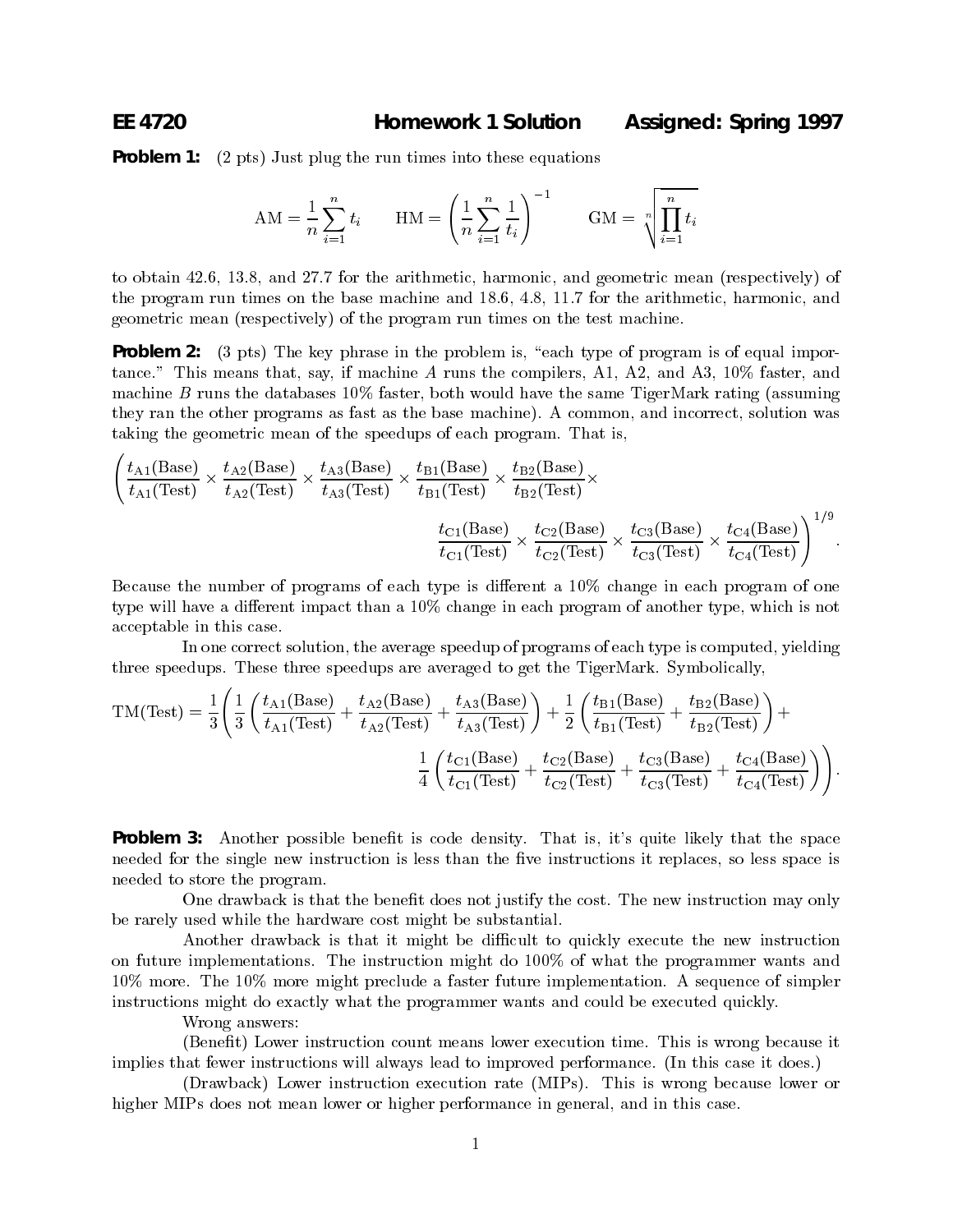**EE 4720 Homework 1 Solution Assigned: Spring 1997**

**Problem 1:** (2 pts) Just plug the run times into these equations

$$\text{AM} = \frac{1}{n}\sum_{i=1}^{n} t_i \qquad \text{HM} = \left(\frac{1}{n}\sum_{i=1}^{n}\frac{1}{t_i}\right)^{-1} \qquad \text{GM} = \sqrt[n]{\prod_{i=1}^{n} t_i}$$

to obtain 42.6, 13.8, and 27.7 for the arithmetic, harmonic, and geometric mean (respectively) of the program run times on the base machine and 18.6, 4.8, 11.7 for the arithmetic, harmonic, and geometric mean (respectively) of the program run times on the test machine.

**Problem 2:** (3 pts) The key phrase in the problem is, "each type of program is of equal importance." This means that, say, if machine $A$ runs the compilers, A1, A2, and A3, 10% faster, and machine $B$ runs the databases 10% faster, both would have the same TigerMark rating (assuming they ran the other programs as fast as the base machine). A common, and incorrect, solution was taking the geometric mean of the speedups of each program. That is,

$$\left(\frac{t_{\text{A1}}(\text{Base})}{t_{\text{A1}}(\text{Test})} \times \frac{t_{\text{A2}}(\text{Base})}{t_{\text{A2}}(\text{Test})} \times \frac{t_{\text{A3}}(\text{Base})}{t_{\text{A3}}(\text{Test})} \times \frac{t_{\text{B1}}(\text{Base})}{t_{\text{B1}}(\text{Test})} \times \frac{t_{\text{B2}}(\text{Base})}{t_{\text{B2}}(\text{Test})} \times \frac{t_{\text{C1}}(\text{Base})}{t_{\text{C1}}(\text{Test})} \times \frac{t_{\text{C2}}(\text{Base})}{t_{\text{C2}}(\text{Test})} \times \frac{t_{\text{C3}}(\text{Base})}{t_{\text{C3}}(\text{Test})} \times \frac{t_{\text{C4}}(\text{Base})}{t_{\text{C4}}(\text{Test})}\right)^{1/9}.$$

Because the number of programs of each type is different a 10% change in each program of one type will have a different impact than a 10% change in each program of another type, which is not acceptable in this case.

In one correct solution, the average speedup of programs of each type is computed, yielding three speedups. These three speedups are averaged to get the TigerMark. Symbolically,

$$\text{TM}(\text{Test}) = \frac{1}{3}\left(\frac{1}{3}\left(\frac{t_{\text{A1}}(\text{Base})}{t_{\text{A1}}(\text{Test})} + \frac{t_{\text{A2}}(\text{Base})}{t_{\text{A2}}(\text{Test})} + \frac{t_{\text{A3}}(\text{Base})}{t_{\text{A3}}(\text{Test})}\right) + \frac{1}{2}\left(\frac{t_{\text{B1}}(\text{Base})}{t_{\text{B1}}(\text{Test})} + \frac{t_{\text{B2}}(\text{Base})}{t_{\text{B2}}(\text{Test})}\right) + \frac{1}{4}\left(\frac{t_{\text{C1}}(\text{Base})}{t_{\text{C1}}(\text{Test})} + \frac{t_{\text{C2}}(\text{Base})}{t_{\text{C2}}(\text{Test})} + \frac{t_{\text{C3}}(\text{Base})}{t_{\text{C3}}(\text{Test})} + \frac{t_{\text{C4}}(\text{Base})}{t_{\text{C4}}(\text{Test})}\right)\right).$$

**Problem 3:** Another possible benefit is code density. That is, it's quite likely that the space needed for the single new instruction is less than the five instructions it replaces, so less space is needed to store the program.

One drawback is that the benefit does not justify the cost. The new instruction may only be rarely used while the hardware cost might be substantial.

Another drawback is that it might be difficult to quickly execute the new instruction on future implementations. The instruction might do 100% of what the programmer wants and 10% more. The 10% more might preclude a faster future implementation. A sequence of simpler instructions might do exactly what the programmer wants and could be executed quickly.

Wrong answers:

(Benefit) Lower instruction count means lower execution time. This is wrong because it implies that fewer instructions will always lead to improved performance. (In this case it does.)

(Drawback) Lower instruction execution rate (MIPs). This is wrong because lower or higher MIPs does not mean lower or higher performance in general, and in this case.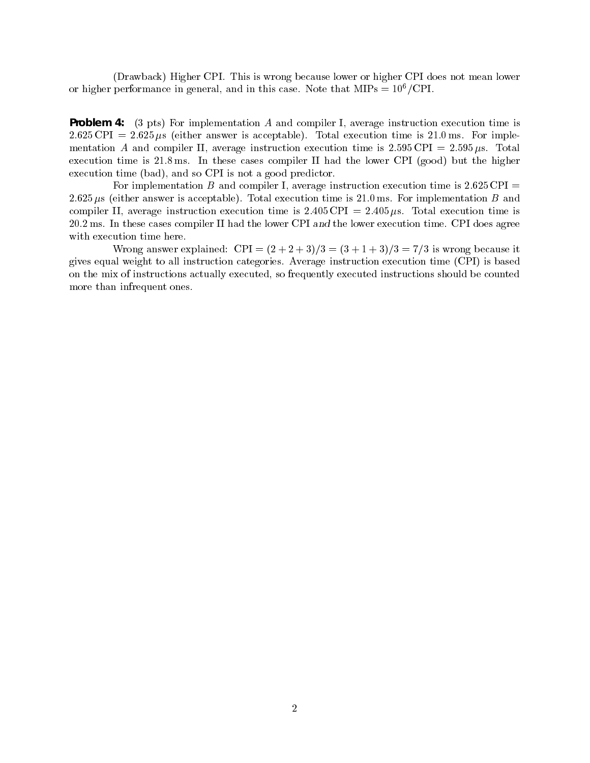(Drawback) Higher CPI. This is wrong because lower or higher CPI does not mean lower or higher performance in general, and in this case. Note that MIPs $= 10^6/\text{CPI}$.

**Problem 4:** (3 pts) For implementation $A$ and compiler I, average instruction execution time is $2.625\,\text{CPI} = 2.625\,\mu\text{s}$ (either answer is acceptable). Total execution time is 21.0 ms. For implementation $A$ and compiler II, average instruction execution time is $2.595\,\text{CPI} = 2.595\,\mu\text{s}$. Total execution time is 21.8 ms. In these cases compiler II had the lower CPI (good) but the higher execution time (bad), and so CPI is not a good predictor.

For implementation $B$ and compiler I, average instruction execution time is $2.625\,\text{CPI} = 2.625\,\mu\text{s}$ (either answer is acceptable). Total execution time is 21.0 ms. For implementation $B$ and compiler II, average instruction execution time is $2.405\,\text{CPI} = 2.405\,\mu\text{s}$. Total execution time is 20.2 ms. In these cases compiler II had the lower CPI *and* the lower execution time. CPI does agree with execution time here.

Wrong answer explained: $\text{CPI} = (2+2+3)/3 = (3+1+3)/3 = 7/3$ is wrong because it gives equal weight to all instruction categories. Average instruction execution time (CPI) is based on the mix of instructions actually executed, so frequently executed instructions should be counted more than infrequent ones.